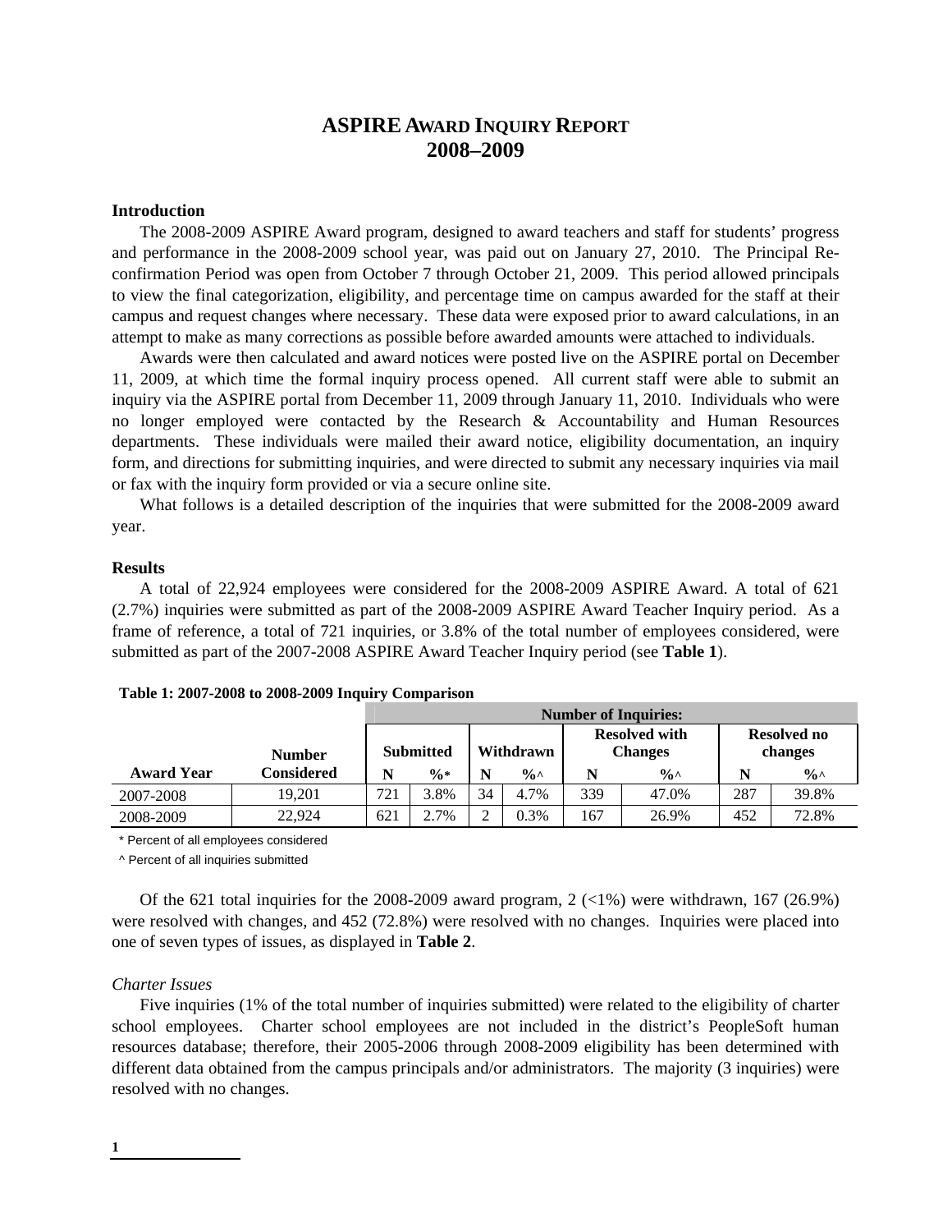# ASPIRE AWARD INQUIRY REPORT
# 2008–2009

### Introduction

The 2008-2009 ASPIRE Award program, designed to award teachers and staff for students' progress and performance in the 2008-2009 school year, was paid out on January 27, 2010. The Principal Re-confirmation Period was open from October 7 through October 21, 2009. This period allowed principals to view the final categorization, eligibility, and percentage time on campus awarded for the staff at their campus and request changes where necessary. These data were exposed prior to award calculations, in an attempt to make as many corrections as possible before awarded amounts were attached to individuals.

Awards were then calculated and award notices were posted live on the ASPIRE portal on December 11, 2009, at which time the formal inquiry process opened. All current staff were able to submit an inquiry via the ASPIRE portal from December 11, 2009 through January 11, 2010. Individuals who were no longer employed were contacted by the Research & Accountability and Human Resources departments. These individuals were mailed their award notice, eligibility documentation, an inquiry form, and directions for submitting inquiries, and were directed to submit any necessary inquiries via mail or fax with the inquiry form provided or via a secure online site.

What follows is a detailed description of the inquiries that were submitted for the 2008-2009 award year.

### Results

A total of 22,924 employees were considered for the 2008-2009 ASPIRE Award. A total of 621 (2.7%) inquiries were submitted as part of the 2008-2009 ASPIRE Award Teacher Inquiry period. As a frame of reference, a total of 721 inquiries, or 3.8% of the total number of employees considered, were submitted as part of the 2007-2008 ASPIRE Award Teacher Inquiry period (see **Table 1**).

**Table 1: 2007-2008 to 2008-2009 Inquiry Comparison**

| | | Number of Inquiries: | | | | | | | |
|---|---|---|---|---|---|---|---|---|---|
| | Number | Submitted | | Withdrawn | | Resolved with Changes | | Resolved no changes | |
| **Award Year** | **Considered** | **N** | **%*** | **N** | **%^** | **N** | **%^** | **N** | **%^** |
| 2007-2008 | 19,201 | 721 | 3.8% | 34 | 4.7% | 339 | 47.0% | 287 | 39.8% |
| 2008-2009 | 22,924 | 621 | 2.7% | 2 | 0.3% | 167 | 26.9% | 452 | 72.8% |

\* Percent of all employees considered

^ Percent of all inquiries submitted

Of the 621 total inquiries for the 2008-2009 award program, 2 (<1%) were withdrawn, 167 (26.9%) were resolved with changes, and 452 (72.8%) were resolved with no changes. Inquiries were placed into one of seven types of issues, as displayed in **Table 2**.

*Charter Issues*

Five inquiries (1% of the total number of inquiries submitted) were related to the eligibility of charter school employees. Charter school employees are not included in the district's PeopleSoft human resources database; therefore, their 2005-2006 through 2008-2009 eligibility has been determined with different data obtained from the campus principals and/or administrators. The majority (3 inquiries) were resolved with no changes.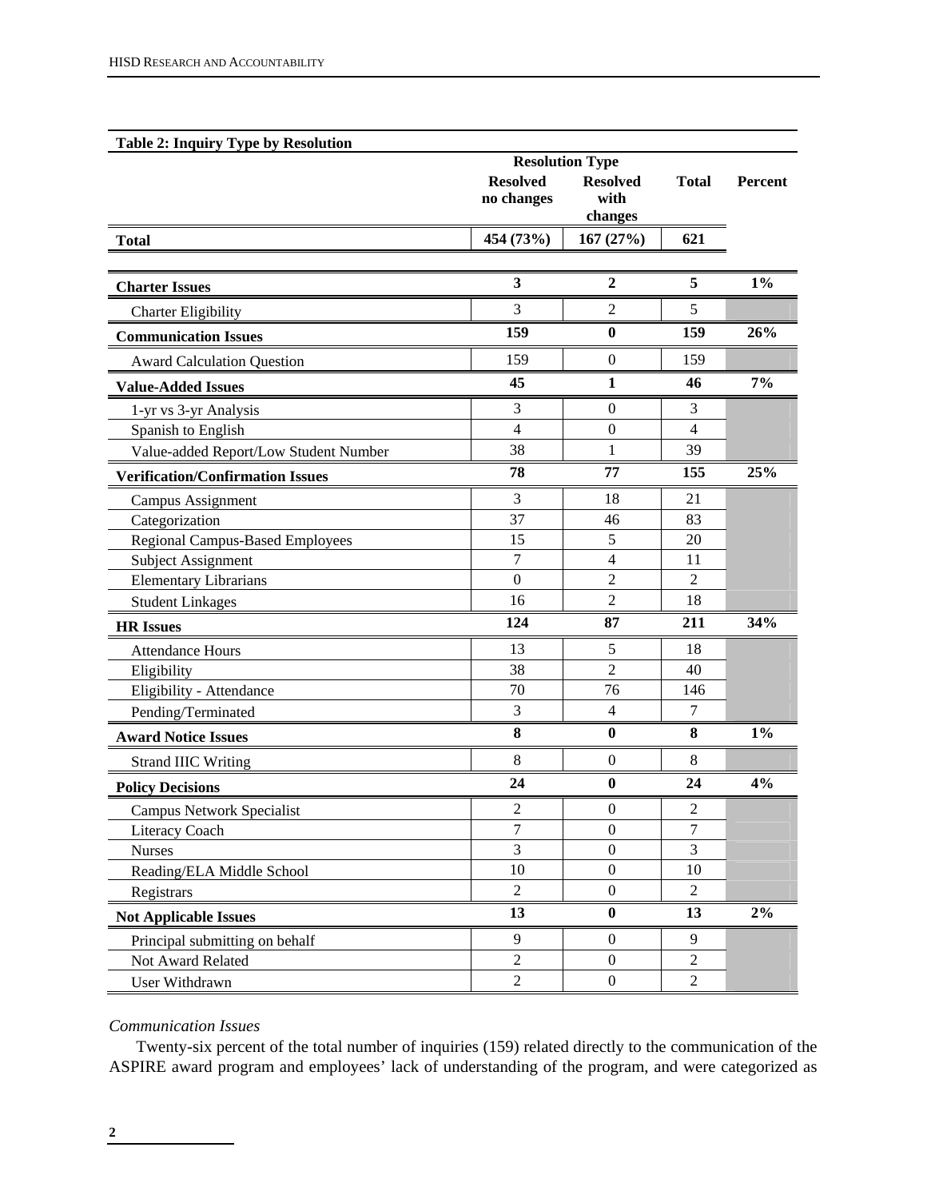**Table 2: Inquiry Type by Resolution**

| | Resolution Type | | | |
|---|---|---|---|---|
| | Resolved no changes | Resolved with changes | Total | Percent |
| **Total** | **454 (73%)** | **167 (27%)** | **621** | |
| **Charter Issues** | **3** | **2** | **5** | **1%** |
| Charter Eligibility | 3 | 2 | 5 | |
| **Communication Issues** | **159** | **0** | **159** | **26%** |
| Award Calculation Question | 159 | 0 | 159 | |
| **Value-Added Issues** | **45** | **1** | **46** | **7%** |
| 1-yr vs 3-yr Analysis | 3 | 0 | 3 | |
| Spanish to English | 4 | 0 | 4 | |
| Value-added Report/Low Student Number | 38 | 1 | 39 | |
| **Verification/Confirmation Issues** | **78** | **77** | **155** | **25%** |
| Campus Assignment | 3 | 18 | 21 | |
| Categorization | 37 | 46 | 83 | |
| Regional Campus-Based Employees | 15 | 5 | 20 | |
| Subject Assignment | 7 | 4 | 11 | |
| Elementary Librarians | 0 | 2 | 2 | |
| Student Linkages | 16 | 2 | 18 | |
| **HR Issues** | **124** | **87** | **211** | **34%** |
| Attendance Hours | 13 | 5 | 18 | |
| Eligibility | 38 | 2 | 40 | |
| Eligibility - Attendance | 70 | 76 | 146 | |
| Pending/Terminated | 3 | 4 | 7 | |
| **Award Notice Issues** | **8** | **0** | **8** | **1%** |
| Strand IIIC Writing | 8 | 0 | 8 | |
| **Policy Decisions** | **24** | **0** | **24** | **4%** |
| Campus Network Specialist | 2 | 0 | 2 | |
| Literacy Coach | 7 | 0 | 7 | |
| Nurses | 3 | 0 | 3 | |
| Reading/ELA Middle School | 10 | 0 | 10 | |
| Registrars | 2 | 0 | 2 | |
| **Not Applicable Issues** | **13** | **0** | **13** | **2%** |
| Principal submitting on behalf | 9 | 0 | 9 | |
| Not Award Related | 2 | 0 | 2 | |
| User Withdrawn | 2 | 0 | 2 | |

*Communication Issues*

Twenty-six percent of the total number of inquiries (159) related directly to the communication of the ASPIRE award program and employees' lack of understanding of the program, and were categorized as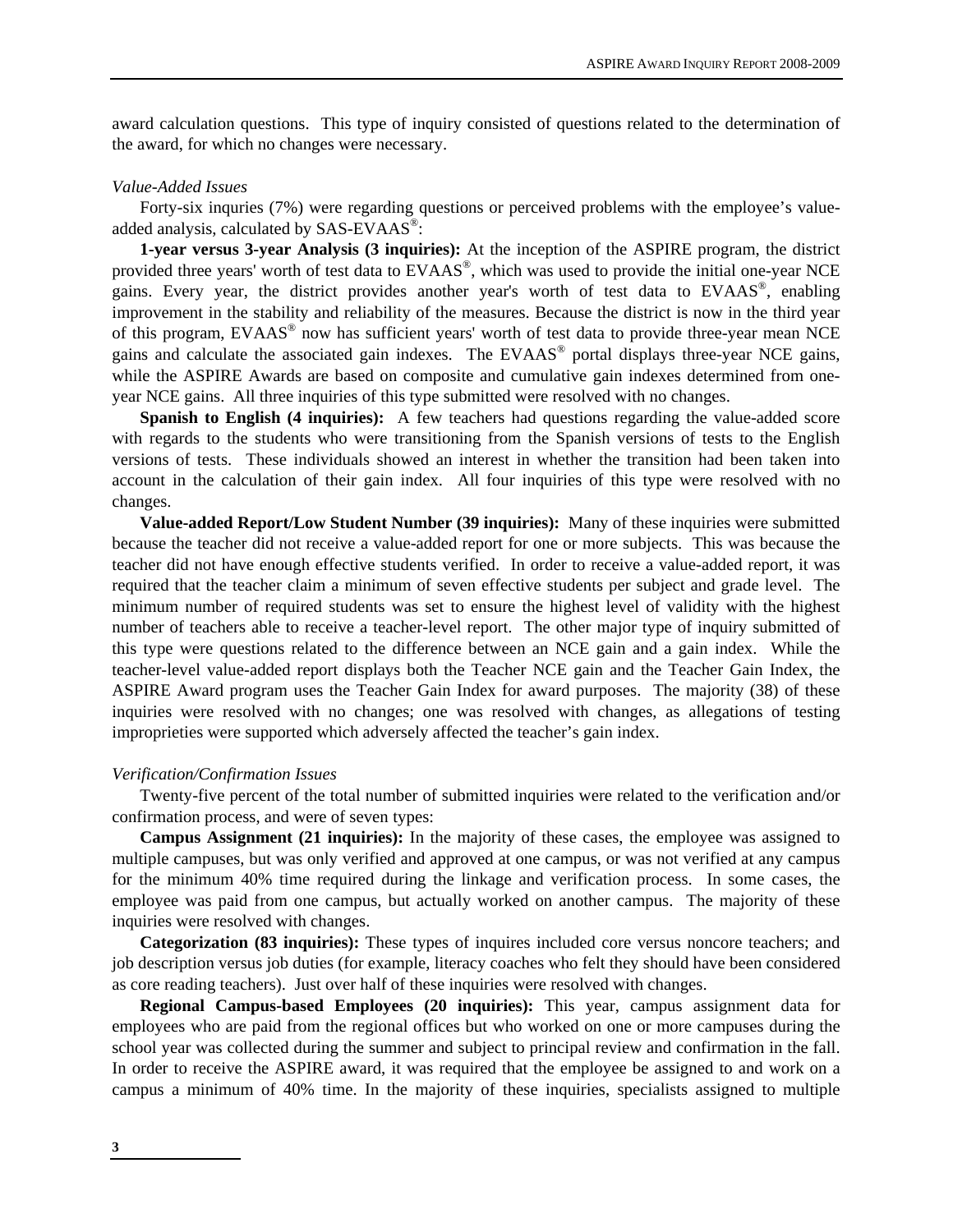award calculation questions. This type of inquiry consisted of questions related to the determination of the award, for which no changes were necessary.

*Value-Added Issues*

Forty-six inqury (7%) were regarding questions or perceived problems with the employee's value-added analysis, calculated by SAS-EVAAS®:

**1-year versus 3-year Analysis (3 inquiries):** At the inception of the ASPIRE program, the district provided three years' worth of test data to EVAAS®, which was used to provide the initial one-year NCE gains. Every year, the district provides another year's worth of test data to EVAAS®, enabling improvement in the stability and reliability of the measures. Because the district is now in the third year of this program, EVAAS® now has sufficient years' worth of test data to provide three-year mean NCE gains and calculate the associated gain indexes. The EVAAS® portal displays three-year NCE gains, while the ASPIRE Awards are based on composite and cumulative gain indexes determined from one-year NCE gains. All three inquiries of this type submitted were resolved with no changes.

**Spanish to English (4 inquiries):** A few teachers had questions regarding the value-added score with regards to the students who were transitioning from the Spanish versions of tests to the English versions of tests. These individuals showed an interest in whether the transition had been taken into account in the calculation of their gain index. All four inquiries of this type were resolved with no changes.

**Value-added Report/Low Student Number (39 inquiries):** Many of these inquiries were submitted because the teacher did not receive a value-added report for one or more subjects. This was because the teacher did not have enough effective students verified. In order to receive a value-added report, it was required that the teacher claim a minimum of seven effective students per subject and grade level. The minimum number of required students was set to ensure the highest level of validity with the highest number of teachers able to receive a teacher-level report. The other major type of inquiry submitted of this type were questions related to the difference between an NCE gain and a gain index. While the teacher-level value-added report displays both the Teacher NCE gain and the Teacher Gain Index, the ASPIRE Award program uses the Teacher Gain Index for award purposes. The majority (38) of these inquiries were resolved with no changes; one was resolved with changes, as allegations of testing improprieties were supported which adversely affected the teacher's gain index.

*Verification/Confirmation Issues*

Twenty-five percent of the total number of submitted inquiries were related to the verification and/or confirmation process, and were of seven types:

**Campus Assignment (21 inquiries):** In the majority of these cases, the employee was assigned to multiple campuses, but was only verified and approved at one campus, or was not verified at any campus for the minimum 40% time required during the linkage and verification process. In some cases, the employee was paid from one campus, but actually worked on another campus. The majority of these inquiries were resolved with changes.

**Categorization (83 inquiries):** These types of inquires included core versus noncore teachers; and job description versus job duties (for example, literacy coaches who felt they should have been considered as core reading teachers). Just over half of these inquiries were resolved with changes.

**Regional Campus-based Employees (20 inquiries):** This year, campus assignment data for employees who are paid from the regional offices but who worked on one or more campuses during the school year was collected during the summer and subject to principal review and confirmation in the fall. In order to receive the ASPIRE award, it was required that the employee be assigned to and work on a campus a minimum of 40% time. In the majority of these inquiries, specialists assigned to multiple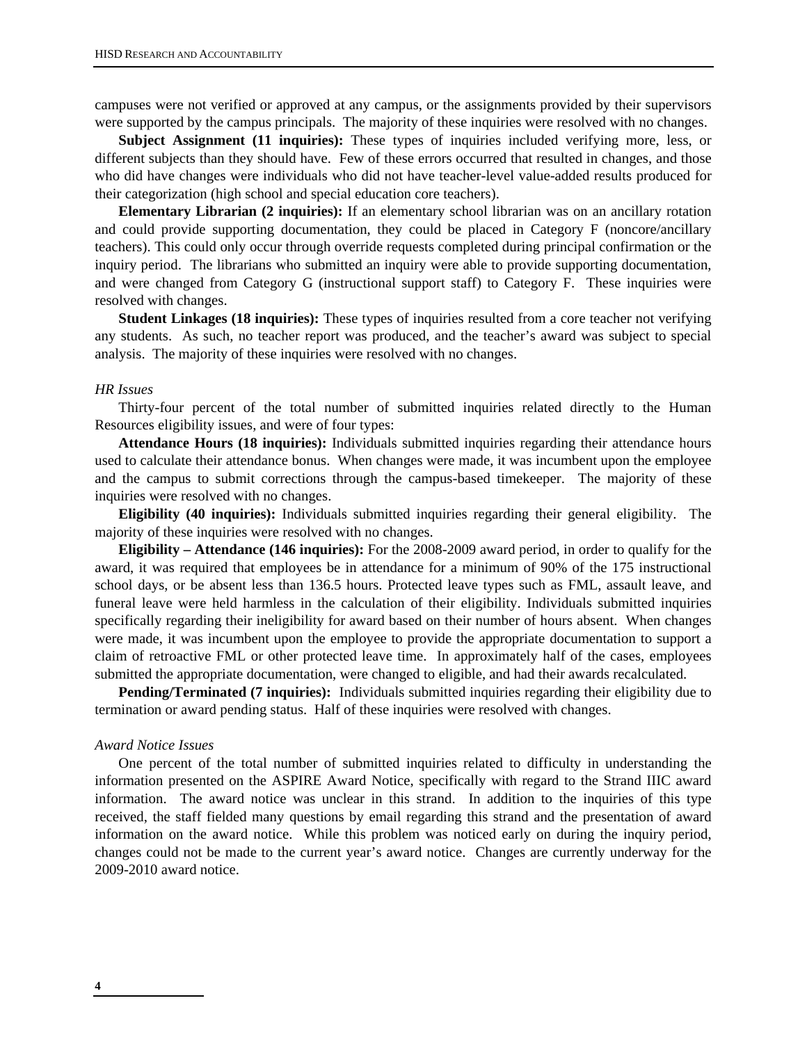campuses were not verified or approved at any campus, or the assignments provided by their supervisors were supported by the campus principals. The majority of these inquiries were resolved with no changes.

**Subject Assignment (11 inquiries):** These types of inquiries included verifying more, less, or different subjects than they should have. Few of these errors occurred that resulted in changes, and those who did have changes were individuals who did not have teacher-level value-added results produced for their categorization (high school and special education core teachers).

**Elementary Librarian (2 inquiries):** If an elementary school librarian was on an ancillary rotation and could provide supporting documentation, they could be placed in Category F (noncore/ancillary teachers). This could only occur through override requests completed during principal confirmation or the inquiry period. The librarians who submitted an inquiry were able to provide supporting documentation, and were changed from Category G (instructional support staff) to Category F. These inquiries were resolved with changes.

**Student Linkages (18 inquiries):** These types of inquiries resulted from a core teacher not verifying any students. As such, no teacher report was produced, and the teacher's award was subject to special analysis. The majority of these inquiries were resolved with no changes.

*HR Issues*

Thirty-four percent of the total number of submitted inquiries related directly to the Human Resources eligibility issues, and were of four types:

**Attendance Hours (18 inquiries):** Individuals submitted inquiries regarding their attendance hours used to calculate their attendance bonus. When changes were made, it was incumbent upon the employee and the campus to submit corrections through the campus-based timekeeper. The majority of these inquiries were resolved with no changes.

**Eligibility (40 inquiries):** Individuals submitted inquiries regarding their general eligibility. The majority of these inquiries were resolved with no changes.

**Eligibility – Attendance (146 inquiries):** For the 2008-2009 award period, in order to qualify for the award, it was required that employees be in attendance for a minimum of 90% of the 175 instructional school days, or be absent less than 136.5 hours. Protected leave types such as FML, assault leave, and funeral leave were held harmless in the calculation of their eligibility. Individuals submitted inquiries specifically regarding their ineligibility for award based on their number of hours absent. When changes were made, it was incumbent upon the employee to provide the appropriate documentation to support a claim of retroactive FML or other protected leave time. In approximately half of the cases, employees submitted the appropriate documentation, were changed to eligible, and had their awards recalculated.

**Pending/Terminated (7 inquiries):** Individuals submitted inquiries regarding their eligibility due to termination or award pending status. Half of these inquiries were resolved with changes.

*Award Notice Issues*

One percent of the total number of submitted inquiries related to difficulty in understanding the information presented on the ASPIRE Award Notice, specifically with regard to the Strand IIIC award information. The award notice was unclear in this strand. In addition to the inquiries of this type received, the staff fielded many questions by email regarding this strand and the presentation of award information on the award notice. While this problem was noticed early on during the inquiry period, changes could not be made to the current year's award notice. Changes are currently underway for the 2009-2010 award notice.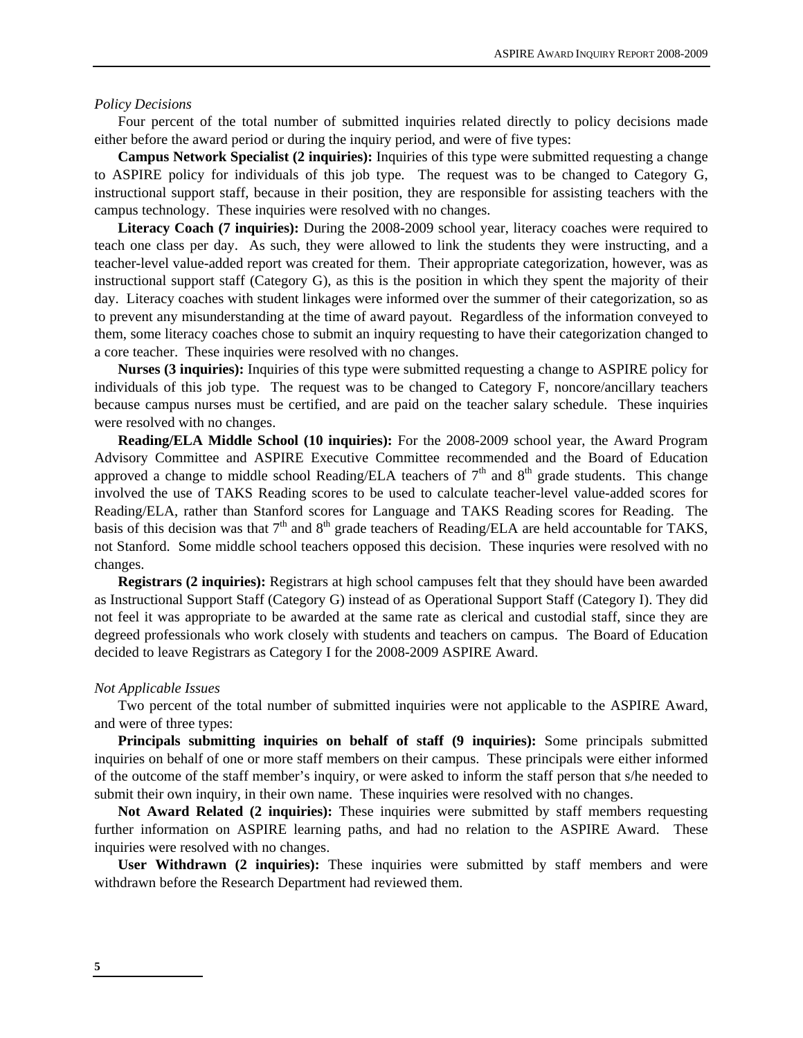*Policy Decisions*

Four percent of the total number of submitted inquiries related directly to policy decisions made either before the award period or during the inquiry period, and were of five types:

**Campus Network Specialist (2 inquiries):** Inquiries of this type were submitted requesting a change to ASPIRE policy for individuals of this job type. The request was to be changed to Category G, instructional support staff, because in their position, they are responsible for assisting teachers with the campus technology. These inquiries were resolved with no changes.

**Literacy Coach (7 inquiries):** During the 2008-2009 school year, literacy coaches were required to teach one class per day. As such, they were allowed to link the students they were instructing, and a teacher-level value-added report was created for them. Their appropriate categorization, however, was as instructional support staff (Category G), as this is the position in which they spent the majority of their day. Literacy coaches with student linkages were informed over the summer of their categorization, so as to prevent any misunderstanding at the time of award payout. Regardless of the information conveyed to them, some literacy coaches chose to submit an inquiry requesting to have their categorization changed to a core teacher. These inquiries were resolved with no changes.

**Nurses (3 inquiries):** Inquiries of this type were submitted requesting a change to ASPIRE policy for individuals of this job type. The request was to be changed to Category F, noncore/ancillary teachers because campus nurses must be certified, and are paid on the teacher salary schedule. These inquiries were resolved with no changes.

**Reading/ELA Middle School (10 inquiries):** For the 2008-2009 school year, the Award Program Advisory Committee and ASPIRE Executive Committee recommended and the Board of Education approved a change to middle school Reading/ELA teachers of 7th and 8th grade students. This change involved the use of TAKS Reading scores to be used to calculate teacher-level value-added scores for Reading/ELA, rather than Stanford scores for Language and TAKS Reading scores for Reading. The basis of this decision was that 7th and 8th grade teachers of Reading/ELA are held accountable for TAKS, not Stanford. Some middle school teachers opposed this decision. These inquries were resolved with no changes.

**Registrars (2 inquiries):** Registrars at high school campuses felt that they should have been awarded as Instructional Support Staff (Category G) instead of as Operational Support Staff (Category I). They did not feel it was appropriate to be awarded at the same rate as clerical and custodial staff, since they are degreed professionals who work closely with students and teachers on campus. The Board of Education decided to leave Registrars as Category I for the 2008-2009 ASPIRE Award.

*Not Applicable Issues*

Two percent of the total number of submitted inquiries were not applicable to the ASPIRE Award, and were of three types:

**Principals submitting inquiries on behalf of staff (9 inquiries):** Some principals submitted inquiries on behalf of one or more staff members on their campus. These principals were either informed of the outcome of the staff member's inquiry, or were asked to inform the staff person that s/he needed to submit their own inquiry, in their own name. These inquiries were resolved with no changes.

**Not Award Related (2 inquiries):** These inquiries were submitted by staff members requesting further information on ASPIRE learning paths, and had no relation to the ASPIRE Award. These inquiries were resolved with no changes.

**User Withdrawn (2 inquiries):** These inquiries were submitted by staff members and were withdrawn before the Research Department had reviewed them.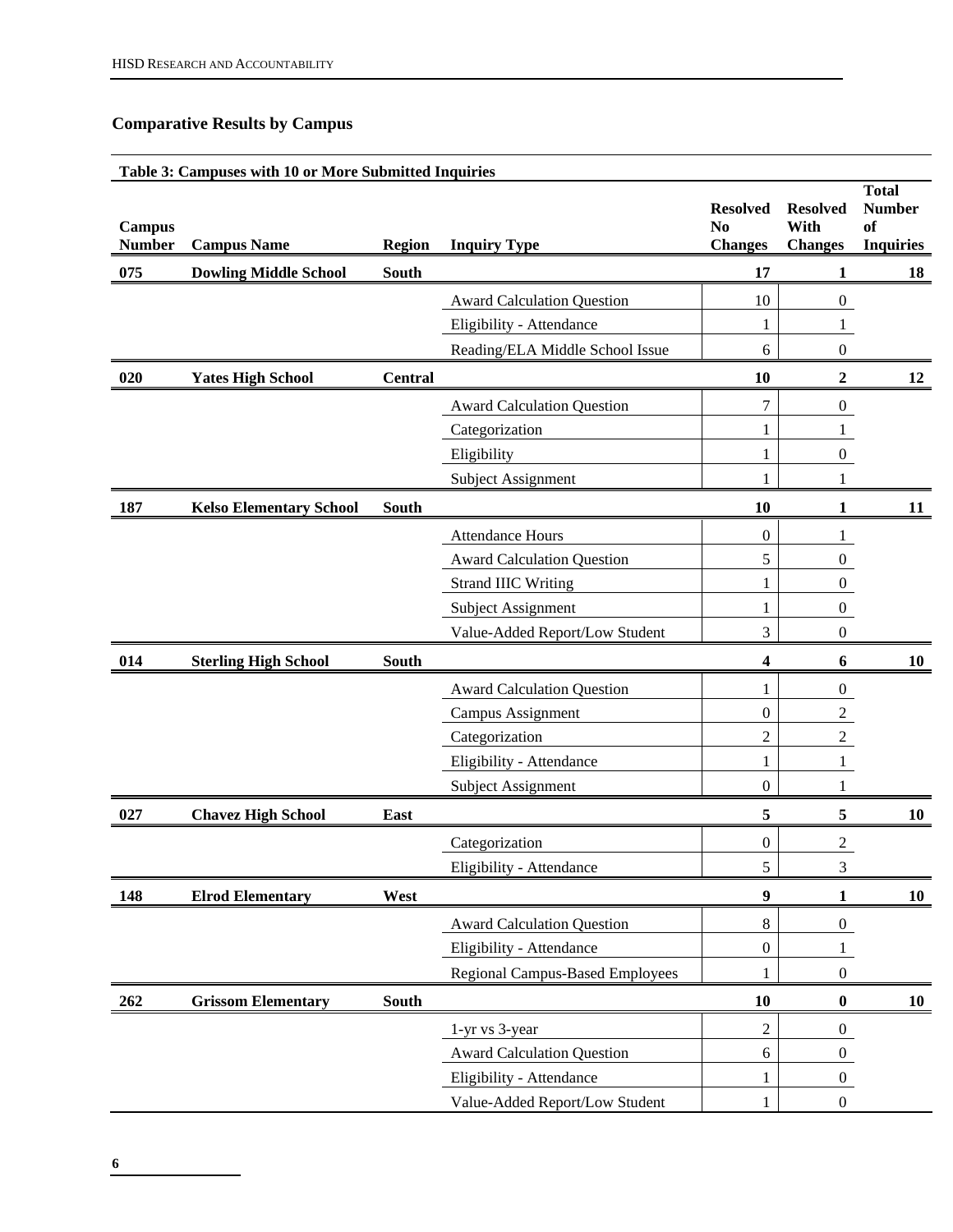## Comparative Results by Campus

**Table 3: Campuses with 10 or More Submitted Inquiries**

| Campus Number | Campus Name | Region | Inquiry Type | Resolved No Changes | Resolved With Changes | Total Number of Inquiries |
|---|---|---|---|---|---|---|
| **075** | **Dowling Middle School** | **South** | | **17** | **1** | **18** |
| | | | Award Calculation Question | 10 | 0 | |
| | | | Eligibility - Attendance | 1 | 1 | |
| | | | Reading/ELA Middle School Issue | 6 | 0 | |
| **020** | **Yates High School** | **Central** | | **10** | **2** | **12** |
| | | | Award Calculation Question | 7 | 0 | |
| | | | Categorization | 1 | 1 | |
| | | | Eligibility | 1 | 0 | |
| | | | Subject Assignment | 1 | 1 | |
| **187** | **Kelso Elementary School** | **South** | | **10** | **1** | **11** |
| | | | Attendance Hours | 0 | 1 | |
| | | | Award Calculation Question | 5 | 0 | |
| | | | Strand IIIC Writing | 1 | 0 | |
| | | | Subject Assignment | 1 | 0 | |
| | | | Value-Added Report/Low Student | 3 | 0 | |
| **014** | **Sterling High School** | **South** | | **4** | **6** | **10** |
| | | | Award Calculation Question | 1 | 0 | |
| | | | Campus Assignment | 0 | 2 | |
| | | | Categorization | 2 | 2 | |
| | | | Eligibility - Attendance | 1 | 1 | |
| | | | Subject Assignment | 0 | 1 | |
| **027** | **Chavez High School** | **East** | | **5** | **5** | **10** |
| | | | Categorization | 0 | 2 | |
| | | | Eligibility - Attendance | 5 | 3 | |
| **148** | **Elrod Elementary** | **West** | | **9** | **1** | **10** |
| | | | Award Calculation Question | 8 | 0 | |
| | | | Eligibility - Attendance | 0 | 1 | |
| | | | Regional Campus-Based Employees | 1 | 0 | |
| **262** | **Grissom Elementary** | **South** | | **10** | **0** | **10** |
| | | | 1-yr vs 3-year | 2 | 0 | |
| | | | Award Calculation Question | 6 | 0 | |
| | | | Eligibility - Attendance | 1 | 0 | |
| | | | Value-Added Report/Low Student | 1 | 0 | |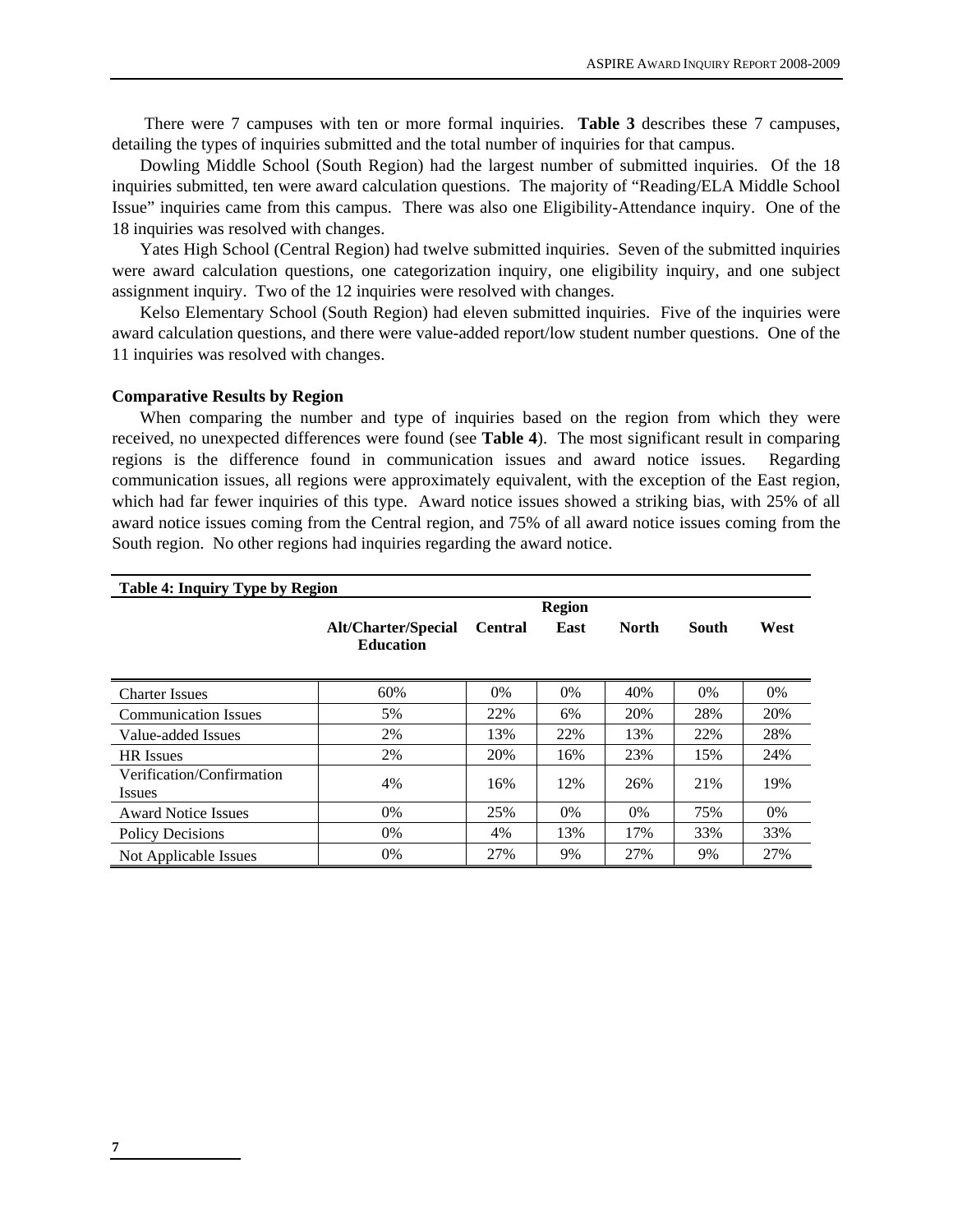There were 7 campuses with ten or more formal inquiries. **Table 3** describes these 7 campuses, detailing the types of inquiries submitted and the total number of inquiries for that campus.

Dowling Middle School (South Region) had the largest number of submitted inquiries. Of the 18 inquiries submitted, ten were award calculation questions. The majority of "Reading/ELA Middle School Issue" inquiries came from this campus. There was also one Eligibility-Attendance inquiry. One of the 18 inquiries was resolved with changes.

Yates High School (Central Region) had twelve submitted inquiries. Seven of the submitted inquiries were award calculation questions, one categorization inquiry, one eligibility inquiry, and one subject assignment inquiry. Two of the 12 inquiries were resolved with changes.

Kelso Elementary School (South Region) had eleven submitted inquiries. Five of the inquiries were award calculation questions, and there were value-added report/low student number questions. One of the 11 inquiries was resolved with changes.

**Comparative Results by Region**

When comparing the number and type of inquiries based on the region from which they were received, no unexpected differences were found (see **Table 4**). The most significant result in comparing regions is the difference found in communication issues and award notice issues. Regarding communication issues, all regions were approximately equivalent, with the exception of the East region, which had far fewer inquiries of this type. Award notice issues showed a striking bias, with 25% of all award notice issues coming from the Central region, and 75% of all award notice issues coming from the South region. No other regions had inquiries regarding the award notice.

**Table 4: Inquiry Type by Region**

| | Region | | | | | |
|---|---|---|---|---|---|---|
| | **Alt/Charter/Special Education** | **Central** | **East** | **North** | **South** | **West** |
| Charter Issues | 60% | 0% | 0% | 40% | 0% | 0% |
| Communication Issues | 5% | 22% | 6% | 20% | 28% | 20% |
| Value-added Issues | 2% | 13% | 22% | 13% | 22% | 28% |
| HR Issues | 2% | 20% | 16% | 23% | 15% | 24% |
| Verification/Confirmation Issues | 4% | 16% | 12% | 26% | 21% | 19% |
| Award Notice Issues | 0% | 25% | 0% | 0% | 75% | 0% |
| Policy Decisions | 0% | 4% | 13% | 17% | 33% | 33% |
| Not Applicable Issues | 0% | 27% | 9% | 27% | 9% | 27% |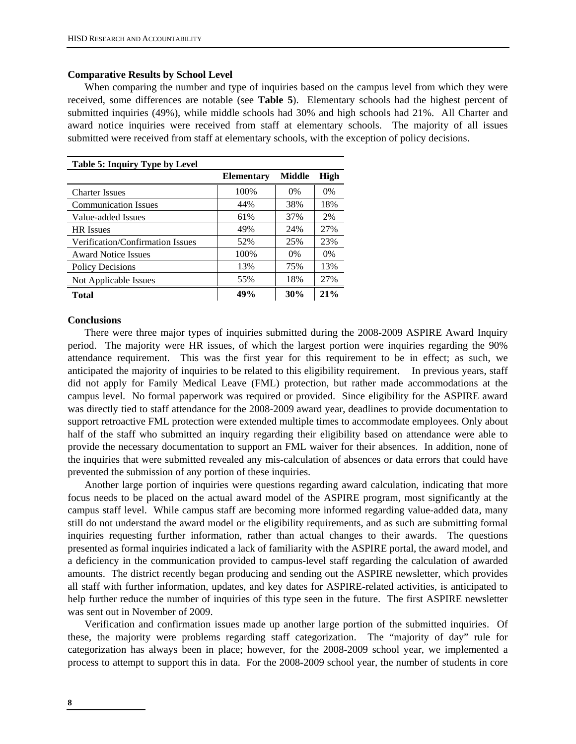## Comparative Results by School Level

When comparing the number and type of inquiries based on the campus level from which they were received, some differences are notable (see **Table 5**). Elementary schools had the highest percent of submitted inquiries (49%), while middle schools had 30% and high schools had 21%. All Charter and award notice inquiries were received from staff at elementary schools. The majority of all issues submitted were received from staff at elementary schools, with the exception of policy decisions.

**Table 5: Inquiry Type by Level**

| | Elementary | Middle | High |
|---|---|---|---|
| Charter Issues | 100% | 0% | 0% |
| Communication Issues | 44% | 38% | 18% |
| Value-added Issues | 61% | 37% | 2% |
| HR Issues | 49% | 24% | 27% |
| Verification/Confirmation Issues | 52% | 25% | 23% |
| Award Notice Issues | 100% | 0% | 0% |
| Policy Decisions | 13% | 75% | 13% |
| Not Applicable Issues | 55% | 18% | 27% |
| **Total** | **49%** | **30%** | **21%** |

## Conclusions

There were three major types of inquiries submitted during the 2008-2009 ASPIRE Award Inquiry period. The majority were HR issues, of which the largest portion were inquiries regarding the 90% attendance requirement. This was the first year for this requirement to be in effect; as such, we anticipated the majority of inquiries to be related to this eligibility requirement. In previous years, staff did not apply for Family Medical Leave (FML) protection, but rather made accommodations at the campus level. No formal paperwork was required or provided. Since eligibility for the ASPIRE award was directly tied to staff attendance for the 2008-2009 award year, deadlines to provide documentation to support retroactive FML protection were extended multiple times to accommodate employees. Only about half of the staff who submitted an inquiry regarding their eligibility based on attendance were able to provide the necessary documentation to support an FML waiver for their absences. In addition, none of the inquiries that were submitted revealed any mis-calculation of absences or data errors that could have prevented the submission of any portion of these inquiries.

Another large portion of inquiries were questions regarding award calculation, indicating that more focus needs to be placed on the actual award model of the ASPIRE program, most significantly at the campus staff level. While campus staff are becoming more informed regarding value-added data, many still do not understand the award model or the eligibility requirements, and as such are submitting formal inquiries requesting further information, rather than actual changes to their awards. The questions presented as formal inquiries indicated a lack of familiarity with the ASPIRE portal, the award model, and a deficiency in the communication provided to campus-level staff regarding the calculation of awarded amounts. The district recently began producing and sending out the ASPIRE newsletter, which provides all staff with further information, updates, and key dates for ASPIRE-related activities, is anticipated to help further reduce the number of inquiries of this type seen in the future. The first ASPIRE newsletter was sent out in November of 2009.

Verification and confirmation issues made up another large portion of the submitted inquiries. Of these, the majority were problems regarding staff categorization. The "majority of day" rule for categorization has always been in place; however, for the 2008-2009 school year, we implemented a process to attempt to support this in data. For the 2008-2009 school year, the number of students in core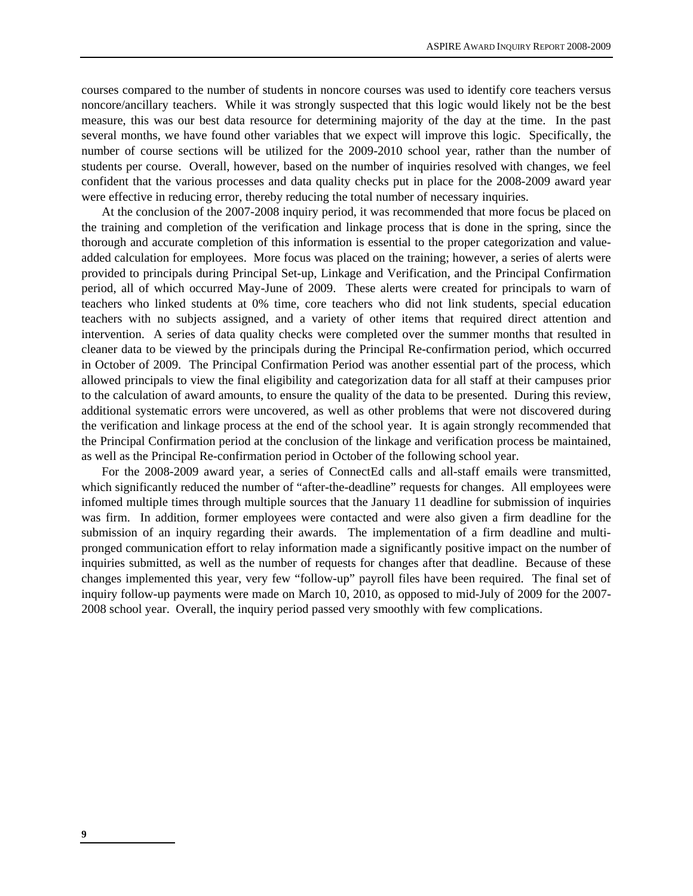courses compared to the number of students in noncore courses was used to identify core teachers versus noncore/ancillary teachers. While it was strongly suspected that this logic would likely not be the best measure, this was our best data resource for determining majority of the day at the time. In the past several months, we have found other variables that we expect will improve this logic. Specifically, the number of course sections will be utilized for the 2009-2010 school year, rather than the number of students per course. Overall, however, based on the number of inquiries resolved with changes, we feel confident that the various processes and data quality checks put in place for the 2008-2009 award year were effective in reducing error, thereby reducing the total number of necessary inquiries.

At the conclusion of the 2007-2008 inquiry period, it was recommended that more focus be placed on the training and completion of the verification and linkage process that is done in the spring, since the thorough and accurate completion of this information is essential to the proper categorization and value-added calculation for employees. More focus was placed on the training; however, a series of alerts were provided to principals during Principal Set-up, Linkage and Verification, and the Principal Confirmation period, all of which occurred May-June of 2009. These alerts were created for principals to warn of teachers who linked students at 0% time, core teachers who did not link students, special education teachers with no subjects assigned, and a variety of other items that required direct attention and intervention. A series of data quality checks were completed over the summer months that resulted in cleaner data to be viewed by the principals during the Principal Re-confirmation period, which occurred in October of 2009. The Principal Confirmation Period was another essential part of the process, which allowed principals to view the final eligibility and categorization data for all staff at their campuses prior to the calculation of award amounts, to ensure the quality of the data to be presented. During this review, additional systematic errors were uncovered, as well as other problems that were not discovered during the verification and linkage process at the end of the school year. It is again strongly recommended that the Principal Confirmation period at the conclusion of the linkage and verification process be maintained, as well as the Principal Re-confirmation period in October of the following school year.

For the 2008-2009 award year, a series of ConnectEd calls and all-staff emails were transmitted, which significantly reduced the number of "after-the-deadline" requests for changes. All employees were infomed multiple times through multiple sources that the January 11 deadline for submission of inquiries was firm. In addition, former employees were contacted and were also given a firm deadline for the submission of an inquiry regarding their awards. The implementation of a firm deadline and multi-pronged communication effort to relay information made a significantly positive impact on the number of inquiries submitted, as well as the number of requests for changes after that deadline. Because of these changes implemented this year, very few "follow-up" payroll files have been required. The final set of inquiry follow-up payments were made on March 10, 2010, as opposed to mid-July of 2009 for the 2007-2008 school year. Overall, the inquiry period passed very smoothly with few complications.